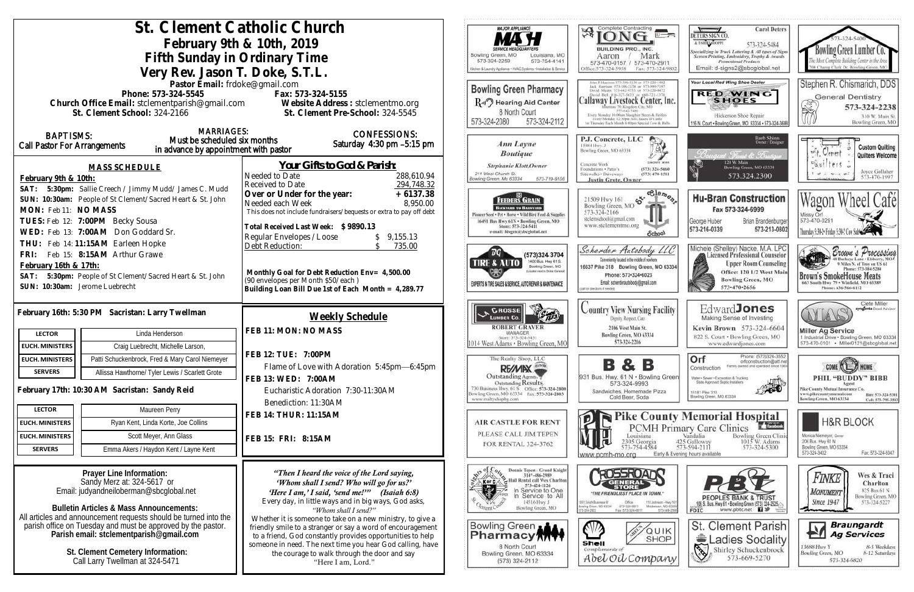# St. Clement Catholic Church

## February 9th & 10th, 2019

## Fifth Sunday in Ordinary Time

## Very Rev. Jason T. Doke, S.T.L.

Pastor Email: frdoke@gmail.com

Phone: 573-324-5545 Fax: 573-324-5155

Church Office Email: stclementparish@gmail.com Website Address : stclementmo.org

St. Clement School: 324-2166 St. Clement Pre-School: 324-5545

**BAPTISMS:** Call Pastor For Arrangements

**MARRIAGES:** Must be scheduled six months in advance by appointment with pastor

**CONFESSIONS:** Saturday 4:30 pm –5:15 pm

### MASS SCHEDULE

**February 9th & 10th:**

**SAT: 5:30pm:** Sallie Creech / Jimmy Mudd/ James C. Mudd
**SUN: 10:30am:** People of St Clement/Sacred Heart & St. John
**MON:** Feb 11: **NO MASS**
**TUES:** Feb 12: **7:00PM** Becky Sousa
**WED:** Feb 13: **7:00AM** Don Goddard Sr.
**THU:** Feb 14: **11:15AM** Earleen Hopke
**FRI:** Feb 15: **8:15AM** Arthur Grawe

**February 16th & 17th:**

**SAT: 5:30pm:** People of St Clement/Sacred Heart & St. John
**SUN: 10:30am:** Jerome Luebrecht

### Your Gifts to God & Parish:

| | |
|---|---|
| Needed to Date | 288,610.94 |
| Received to Date | 294,748.32 |
| **Over or Under for the year:** | **+ 6137.38** |
| **Needed each Week** | **8,950.00** |

This does not include fundraisers/bequests or extra to pay off debt

**Total Received Last Week: $ 9890.13**

| | |
|---|---|
| Regular Envelopes / Loose | $ 9,155.13 |
| Debt Reduction: | $ 735.00 |

**Monthly Goal for Debt Reduction Env= 4,500.00**
(90 envelopes per Month $50/each )
**Building Loan Bill Due 1st of Each Month = 4,289.77**

### February 16th: 5:30 PM Sacristan: Larry Twellman

| | |
|---|---|
| LECTOR | Linda Henderson |
| EUCH. MINISTERS | Craig Luebrecht, Michelle Larson, |
| EUCH. MINISTERS | Patti Schuckenbrock, Fred & Mary Carol Niemeyer |
| SERVERS | Allissa Hawthorne/ Tyler Lewis / Scarlett Grote |

### February 17th: 10:30 AM Sacristan: Sandy Reid

| | |
|---|---|
| LECTOR | Maureen Perry |
| EUCH. MINISTERS | Ryan Kent, Linda Korte, Joe Collins |
| EUCH. MINISTERS | Scott Meyer, Ann Glass |
| SERVERS | Emma Akers / Haydon Kent / Layne Kent |

### Weekly Schedule

**FEB 11: MON: NO MASS**

**FEB 12: TUE: 7:00PM**
Flame of Love with Adoration 5:45pm—6:45pm

**FEB 13: WED: 7:00AM**
Eucharistic Adoration 7:30-11:30AM
Benediction: 11:30AM

**FEB 14: THUR: 11:15AM**

**FEB 15: FRI: 8:15AM**

**Prayer Line Information:**
Sandy Merz at: 324-5617 or
Email: judyandneiloberman@sbcglobal.net

**Bulletin Articles & Mass Announcements:**
All articles and announcement requests should be turned into the parish office on Tuesday and must be approved by the pastor.
**Parish email: stclementparish@gmail.com**

**St. Clement Cemetery Information:**
Call Larry Twellman at 324-5471

*"Then I heard the voice of the Lord saying, 'Whom shall I send? Who will go for us?' 'Here I am,' I said, 'send me!'" (Isaiah 6:8)*

Every day, in little ways and in big ways, God asks, *"Whom shall I send?"*

Whether it is someone to take on a new ministry, to give a friendly smile to a stranger or say a word of encouragement to a friend, God constantly provides opportunities to help someone in need. The next time you hear God calling, have the courage to walk through the door and say "Here I am, Lord."

---

MAJOR APPLIANCE — MASH — Service Headquarters — Bowling Green, MO 573-324-2259 — Louisiana, MO 573-754-4141 — Kitchen & Laundry Appliance • HVAC Systems • Installation & Service

Complete Contracting — LONG Building Pro., Inc. — Aaron / Mark — 573-470-0157 / 573-470-2911 — Office: 573-324-5958 Fax: 573-324-9802

Carol Deters — DETERS SIGN CO. & T-SHIRT SHOPPE — 573-324-5484 — Specializing in Truck Lettering & All types of Signs — Screen Printing, Embroidery, Trophy & Awards — Promotional Products — Email: d-signs2@sbcglobal.net

Bowling Green Lumber Co. — 573-324-5400 — The Most Complete Building Center in the Area — 700 Champ Clark Dr. Bowling Green, MO

Bowling Green Pharmacy — Hearing Aid Center — 8 North Court — 573-324-2080 573-324-2112

Callaway Livestock Center, Inc. — Interstate 70, Kingdom City, MO — 573-642-7486 — Every Monday 10:00am Slaughter Steers & Heifers — Every Monday 12:30pm All Classes of Cattle — 1st Thursday Each Month 6:00pm Special Cow & Bulls

Your Local Red Wing Shoe Dealer — RED WING SHOES — Hickerson Shoe Repair — 116 N. Court • Bowling Green, MO 63334 • 573-324-3688

Stephen R. Chismarich, DDS — General Dentistry — 573-324-2238 — 310 W. Main St. Bowling Green, MO

Ann Layne Boutique — Stephanie Klott, Owner — 211 West Church St. Bowling Green, Mo 63334 — 573-719-9108

P.J. Concrete, LLC — 15084 Hwy. J — Bowling Green, MO 63334 — Concrete Work, Foundations • Patio's, Sidewalks • Driveways — (573) 324-5660 — (573) 470-1511 — Justin Grote, Owner

Banquet Flowers & Boutique — Barb Shinn, Owner / Designer — 120 W Main, Bowling Green, MO 63334 — 573.324.2300

St. Clement Quilters — Custom Quilting — Quilters Welcome — Joyce Gollaher 573-470-1997

FEEDERS GRAIN — Backyard to Barnyard — Pioneer Seed • Pet • Horse • Wild Bird Feed & Supplies — 16491 Bus Hwy 61N • Bowling Green, MO — Store: 573-324-5411 — e-mail: fdsgrn@sbcglobal.net

St. Clement School — 21509 Hwy 161 — Bowling Green, MO — 573-324-2166 — stclemschool@gmail.com — www.stclementmo.org

Hu-Bran Construction — Fax 573-324-6999 — George Huber 573-216-0339 — Brian Brandenburger 573-213-0802

Wagon Wheel Café — Missy Orf — 573-470-0291 — Thursday 5:30-? • Friday 5:30-? Cow Sales

DG Tire & Auto — (573) 324-3704 — 1400 Bus. Hwy 61 S. Bowling Green, MO — Experts in Tire Sales & Service, Auto Repair & Maintenance

Scherder Autobody LLC — Conveniently located in the middle of nowhere — 16637 Pike 318 Bowling Green, MO 63334 — Phone: 573•324•6023 — Email: scherderautobody@gmail.com

Michele (Shelley) Nacke, M.A. LPC — Licensed Professional Counselor — Upper Room Counseling — Office: 120 1/2 West Main — Bowling Green, MO — 573-470-2656

Brown's Processing — 48 Buckeye Lane • Elsberry, MO — 9 Miles N. of Troy on US 61 — Phone: 573-384-5284 — Brown's SmokeHouse Meats — 663 South Hwy 79 • Winfield, MO 63389 — Phone: 636-566-6112

Grosse Lumber Co. — Robert Graver, Manager — Store: 573-324-5431 — 1014 West Adams • Bowling Green, MO

Country View Nursing Facility — Dignity, Respect, Care — 2106 West Main St. — Bowling Green, MO 63334 — 573-324-2216

Edward Jones — Making Sense of Investing — Kevin Brown 573-324-6604 — 822 S. Court • Bowling Green, MO — www.edwardjones.com

Clete Miller — MFA — Miller Ag Service — 1 Industrial Drive • Bowling Green, MO 63334 — 573-470-0101 • Miller0121@sbcglobal.net

The Realty Shop, LLC — RE/MAX — Outstanding Agents. Outstanding Results. — 730 Business Hwy. 61 S. Office: 573-324-2800 — Bowling Green, MO 63334 Fax: 573-324-2803 — www.realtyshopbg.com

B & B — 931 Bus. Hwy. 61 N • Bowling Green — 573-324-9993 — Sandwiches, Homemade Pizza — Cold Beer, Soda

Orf Construction — Phone: (573)324-3552 — orfconstruction@att.net — Family owned and operated since 1964 — Water • Sewer • Excavation & Trucking — State Approved Septic Installers — 15181 Pike 313 Bowling Green, MO 63334

COME HOME — PHIL "BUDDY" BIBB — Agent — Pike County Mutual Insurance Co. — www.pikecountymutual.com — Bowling Green, MO 63334 — Bus: 573-324-5301 — Cell: 573-795-3803

AIR CASTLE FOR RENT — PLEASE CALL JIM TEPEN — FOR RENTAL 324-3762

Pike County Memorial Hospital — PCMH Primary Care Clinics — Louisiana 2305 Georgia 573-754-4584 — Vandalia 425 Galloway 573-594-2111 — Bowling Green Clinic 1015 W. Adams 573-324-5300 — www.pcmh-mo.org — Early & Evening hours available

H&R BLOCK — Monica Niemeyer, Owner — 206 Bus. Hwy 61 N — Bowling Green, MO 63334 — 573-324-3402 — Fax: 573-324-5047

Knights of Columbus — Dennis Tepen - Grand Knight — 314"-486-2989 — Hall Rental call Wes Charlton 573-424-1126 — In Service to One, In Service to All — 14516 Hwy J — Bowling Green, MO

CROSSROADS GENERAL STORE — "The Friendliest Place in Town." — 1001 South Business 61, Bowling Green, MO 63334 — 573-324-2822 — Office 573-324-6811 — Fax: 573-324-6811 — 110 Johnson - Hwy 161, Middletown, MO 63359 — 573-549-2386

PBT — PEOPLES BANK & TRUST — 109 S. Bus. Hwy 61 • Bowling Green (573) 324-2525 — www.pbtc.net — FDIC

Finke Monument — Since 1947 — Wes & Traci Charlton — 825 Bus 61 N — Bowling Green, MO — 573-324-5227

Bowling Green Pharmacy — 8 North Court — Bowling Green, MO 63334 — (573) 324-2112

Shell — Quik Shop — Compliments of Abel Oil Company

St. Clement Parish Ladies Sodality — Shirley Schuckenbrock — 573-669-5270

Braungardt Ag Services — 13688 Hwy Y — Bowling Green, MO — 8-5 Weekdays — 8-12 Saturdays — 573-324-6820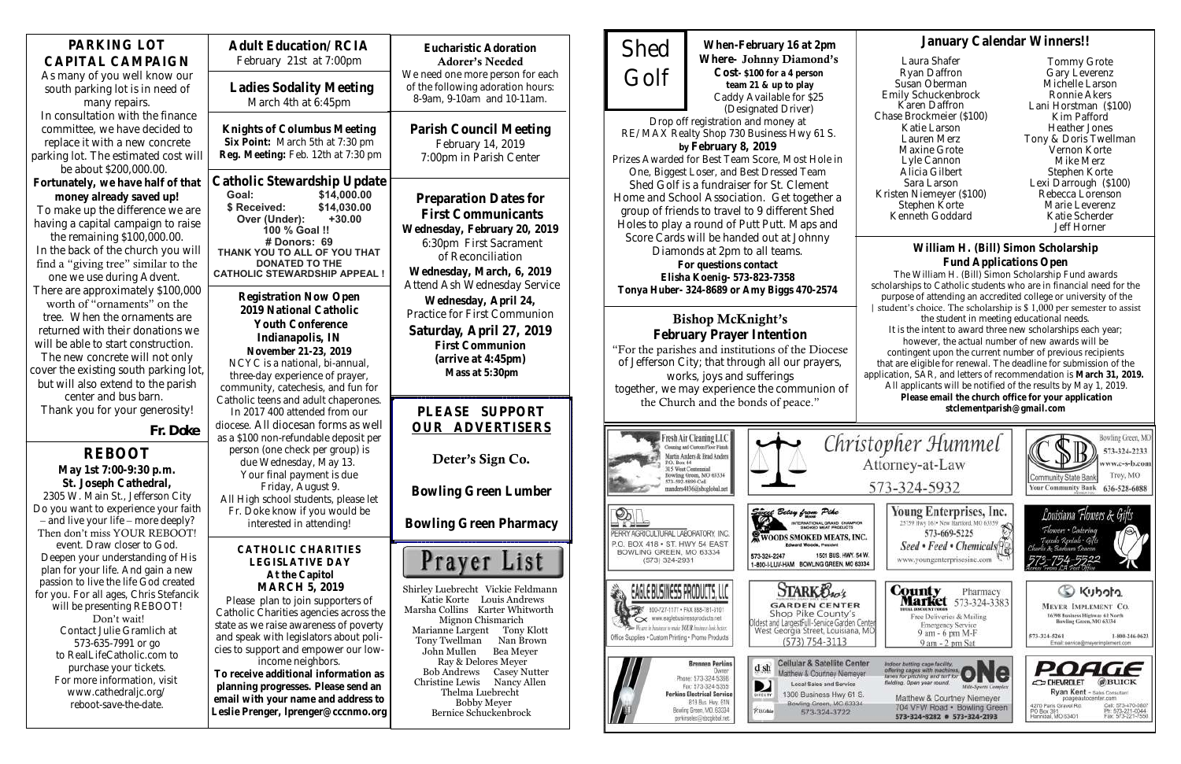## PARKING LOT CAPITAL CAMPAIGN

As many of you well know our south parking lot is in need of many repairs.

In consultation with the finance committee, we have decided to replace it with a new concrete parking lot. The estimated cost will be about $200,000.00.

**Fortunately, we have half of that money already saved up!**

To make up the difference we are having a capital campaign to raise the remaining $100,000.00.

In the back of the church you will find a "giving tree" similar to the one we use during Advent. There are approximately $100,000 worth of "ornaments" on the tree. When the ornaments are returned with their donations we will be able to start construction. The new concrete will not only cover the existing south parking lot, but will also extend to the parish center and bus barn.

Thank you for your generosity!

***Fr. Doke***

## REBOOT

**May 1st 7:00-9:30 p.m.**
**St. Joseph Cathedral,**
2305 W. Main St., Jefferson City

Do you want to experience your faith – and live your life – more deeply? Then don't miss YOUR REBOOT! event. Draw closer to God. Deepen your understanding of His plan for your life. And gain a new passion to live the life God created for you. For all ages, Chris Stefancik will be presenting REBOOT!

Don't wait!

Contact Julie Gramlich at 573-635-7991 or go to RealLifeCatholic.com to purchase your tickets. For more information, visit www.cathedraljc.org/reboot-save-the-date.

## Adult Education/RCIA

February 21st at 7:00pm

## Ladies Sodality Meeting

March 4th at 6:45pm

**Knights of Columbus Meeting**
**Six Point:** March 5th at 7:30 pm
**Reg. Meeting:** Feb. 12th at 7:30 pm

## Catholic Stewardship Update

| | |
|---|---|
| Goal: | $14,000.00 |
| $ Received: | $14,030.00 |
| Over (Under): | +30.00 |

**100 % Goal !!**
**# Donors: 69**
**THANK YOU TO ALL OF YOU THAT DONATED TO THE CATHOLIC STEWARDSHIP APPEAL !**

**Registration Now Open**
**2019 National Catholic Youth Conference**
**Indianapolis, IN**
***November 21-23, 2019***

NCYC is a national, bi-annual, three-day experience of prayer, community, catechesis, and fun for Catholic teens and adult chaperones. In 2017 400 attended from our diocese. All diocesan forms as well as a $100 non-refundable deposit per person (one check per group) is due Wednesday, May 13. Your final payment is due Friday, August 9.

All High school students, please let Fr. Doke know if you would be interested in attending!

## CATHOLIC CHARITIES LEGISLATIVE DAY

**At the Capitol**
**MARCH 5, 2019**

Please plan to join supporters of Catholic Charities agencies across the state as we raise awareness of poverty and speak with legislators about policies to support and empower our low-income neighbors.

**To receive additional information as planning progresses. Please send an email with your name and address to Leslie Prenger, lprenger@cccnmo.org**

**Eucharistic Adoration**
**Adorer's Needed**

We need one more person for each of the following adoration hours: 8-9am, 9-10am and 10-11am.

## Parish Council Meeting

February 14, 2019
7:00pm in Parish Center

## Preparation Dates for First Communicants

***Wednesday, February 20, 2019***
6:30pm First Sacrament of Reconciliation

***Wednesday, March, 6, 2019***
Attend Ash Wednesday Service

***Wednesday, April 24,***
Practice for First Communion

***Saturday, April 27, 2019***
**First Communion**
**(arrive at 4:45pm)**
**Mass at 5:30pm**

## PLEASE SUPPORT OUR ADVERTISERS

**Deter's Sign Co.**

**Bowling Green Lumber**

**Bowling Green Pharmacy**

## Prayer List

Shirley Luebrecht, Vickie Feldmann
Katie Korte, Louis Andrews
Marsha Collins, Karter Whitworth
Mignon Chismarich
Marianne Largent, Tony Klott
Tony Twellman, Nan Brown
John Mullen, Bea Meyer
Ray & Delores Meyer
Bob Andrews, Casey Nutter
Christine Lewis, Nancy Allen
Thelma Luebrecht
Bobby Meyer
Bernice Schuckenbrock

## Shed Golf

**When-February 16 at 2pm**
**Where- Johnny Diamond's**
**Cost- $100 for a 4 person team 21 & up to play**
Caddy Available for $25 (Designated Driver)

Drop off registration and money at RE/MAX Realty Shop 730 Business Hwy 61 S. **by February 8, 2019**

Prizes Awarded for Best Team Score, Most Hole in One, Biggest Loser, and Best Dressed Team

Shed Golf is a fundraiser for St. Clement Home and School Association. Get together a group of friends to travel to 9 different Shed Holes to play a round of Putt Putt. Maps and Score Cards will be handed out at Johnny Diamonds at 2pm to all teams.

**For questions contact**
**Elisha Koenig- 573-823-7358**
**Tonya Huber- 324-8689 or Amy Biggs 470-2574**

## Bishop McKnight's February Prayer Intention

"For the parishes and institutions of the Diocese of Jefferson City; that through all our prayers, works, joys and sufferings together, we may experience the communion of the Church and the bonds of peace."

## January Calendar Winners!!

Laura Shafer
Ryan Daffron
Susan Oberman
Emily Schuckenbrock
Karen Daffron
Chase Brockmeier ($100)
Katie Larson
Lauren Merz
Maxine Grote
Lyle Cannon
Alicia Gilbert
Sara Larson
Kristen Niemeyer ($100)
Stephen Korte
Kenneth Goddard
Tommy Grote
Gary Leverenz
Michelle Larson
Ronnie Akers
Lani Horstman ($100)
Kim Pafford
Heather Jones
Tony & Doris Twellman
Vernon Korte
Mike Merz
Stephen Korte
Lexi Darrough ($100)
Rebecca Lorenson
Marie Leverenz
Katie Scherder
Jeff Horner

## William H. (Bill) Simon Scholarship Fund Applications Open

The William H. (Bill) Simon Scholarship Fund awards scholarships to Catholic students who are in financial need for the purpose of attending an accredited college or university of the student's choice. The scholarship is $ 1,000 per semester to assist the student in meeting educational needs.

It is the intent to award three new scholarships each year; however, the actual number of new awards will be contingent upon the current number of previous recipients that are eligible for renewal. The deadline for submission of the application, SAR, and letters of recommendation is **March 31, 2019.** All applicants will be notified of the results by May 1, 2019.

**Please email the church office for your application stclementparish@gmail.com**

Fresh Air Cleaning LLC — Cleaning and Custom Floor Finish — Martin Anders & Brad Anders — P.O. Box 44, 315 West Centennial, Bowling Green, MO 63334 — 573-592-8896 Cell — manders4036@sbcglobal.net

Christopher Hummel — Attorney-at-Law — 573-324-5932

Community State Bank — Your Community Bank — Bowling Green, MO 573-324-2233 — www.c-s-b.com — Troy, MO 636-528-6088

Perry Agricultural Laboratory, Inc. — P.O. Box 418 • St. Hwy 54 East, Bowling Green, MO 63334 — (573) 324-2931

Sweet Betsy from Pike — Woods Smoked Meats, Inc. — International Grand Champion Smoked Meat Products — Edward Woods, President — 573-324-2247 — 1501 Bus. Hwy. 54 W. — 1-800-I-LUV-HAM Bowling Green, MO 63334

Young Enterprises, Inc. — 25759 Hwy 161 • New Hartford, MO 63359 — 573-669-5225 — Seed • Feed • Chemicals — www.youngenterprisesinc.com

Louisiana Flowers & Gifts — Flowers • Catering • Tuxedo Rentals • Gifts — Charlie & Barbara Deacon — 573-754-5522

Eagle Business Products, LLC — 800-727-1171 • Fax 888-181-3101 — www.eaglebusinessproducts.net — Office Supplies • Custom Printing • Promo Products

Stark Bro's Garden Center — Shop Pike County's Oldest and Largest Full-Service Garden Center — West Georgia Street, Louisiana, MO — (573) 754-3113

County Market Pharmacy — 573-324-3383 — Free Deliveries & Mailing — Emergency Service — 9 am - 6 pm M-F — 9 am - 2 pm Sat

Kubota — Meyer Implement Co. — 16398 Business Highway 61 North, Bowling Green, MO 63334 — 573-324-5261 — 1-800-246-0623 — Email: service@meyerimplement.com

Brennen Perkins, Owner — Phone: 573-324-5366 — Fax: 573-324-5355 — Perkins Electrical Service — 819 Bus. Hwy. 61N, Bowling Green, MO 63334 — perkinselec@sbcglobal.net

Cellular & Satellite Center — Matthew & Courtney Niemeyer — Local Sales and Service — 1300 Business Hwy 61 S. — Bowling Green, MO 63334 — 573-324-3722

ONE Multi-Sports Complex — Indoor batting cage facility, offering cages with machines, lanes for pitching and turf for fielding. Open year round. — Matthew & Courtney Niemeyer — 704 VFW Road • Bowling Green — 573-324-8282 • 573-324-2193

Poage Chevrolet Buick — Ryan Kent – Sales Consultant — poageautocenter.com — 4270 Paris Gravel Rd. PO Box 351, Hannibal, MO 63401 — Cell: 573-470-0607 — Ph: 573-221-0444 — Fax: 573-221-7559